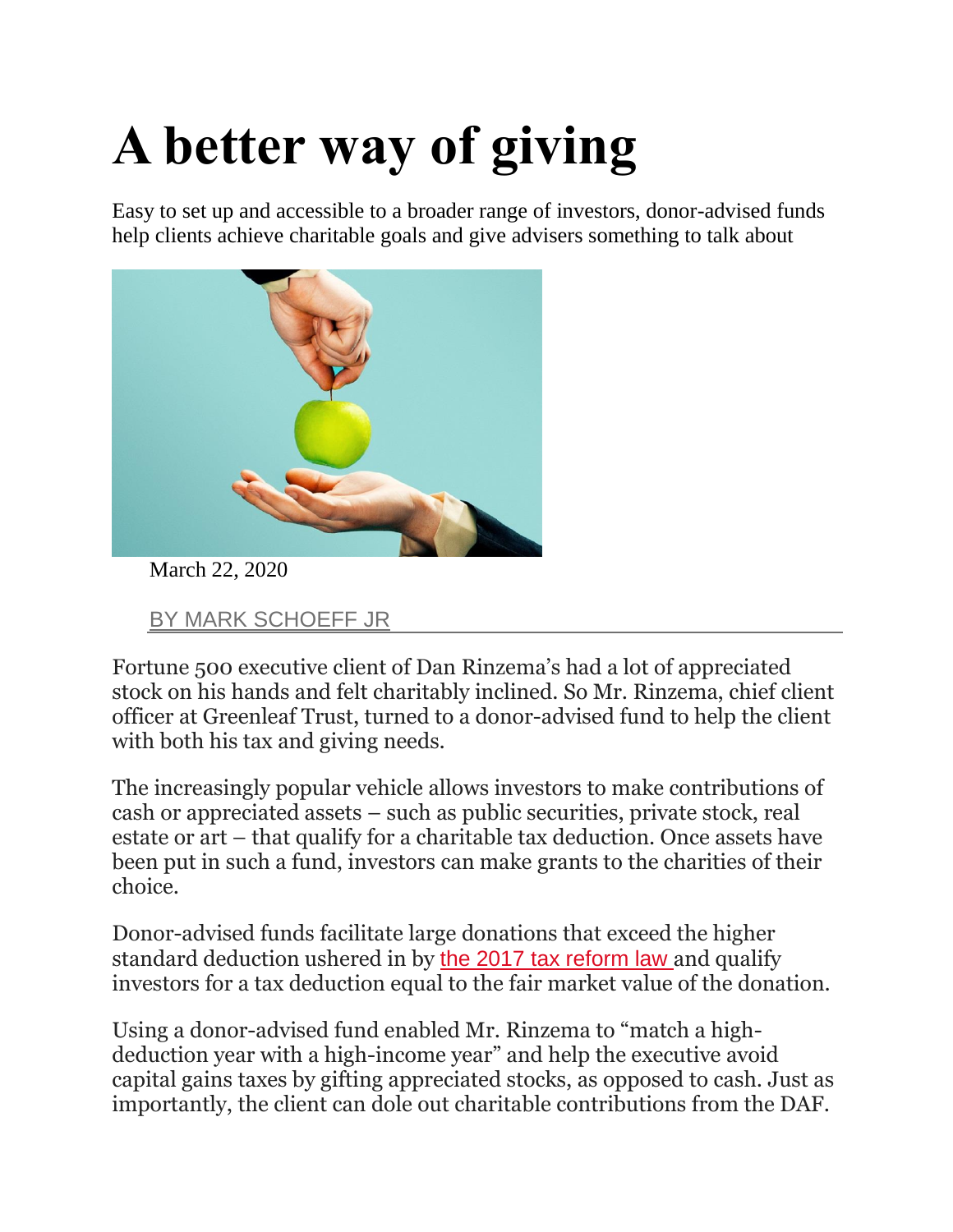# A better way of giving

Easy to set up and accessible to a broader range of investors, donor-advised funds help clients achieve charitable goals and give advisers something to talk about

March 22, 2020

BY MARK SCHOEFF JR

Fortune 500 executive client of Dan Rinzema's had a lot of appreciated stock on his hands and felt charitably inclined. So Mr. Rinzema, chief client officer at Greenleaf Trust, turned to a donor-advised fund to help the client with both his tax and giving needs.

The increasingly popular vehicle allows investors to make contributions of cash or appreciated assets – such as public securities, private stock, real estate or art – that qualify for a charitable tax deduction. Once assets have been put in such a fund, investors can make grants to the charities of their choice.

Donor-advised funds facilitate large donations that exceed the higher standard deduction ushered in by the 2017 tax reform law and qualify investors for a tax deduction equal to the fair market value of the donation.

Using a donor-advised fund enabled Mr. Rinzema to "match a high-deduction year with a high-income year" and help the executive avoid capital gains taxes by gifting appreciated stocks, as opposed to cash. Just as importantly, the client can dole out charitable contributions from the DAF.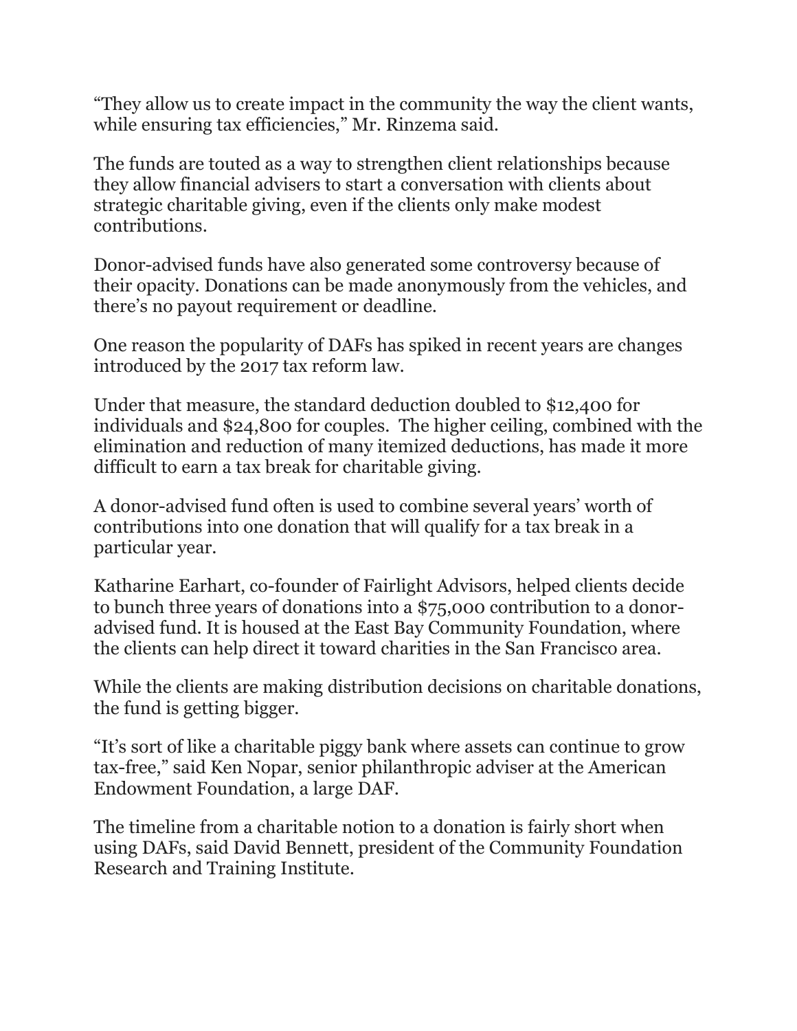"They allow us to create impact in the community the way the client wants, while ensuring tax efficiencies," Mr. Rinzema said.

The funds are touted as a way to strengthen client relationships because they allow financial advisers to start a conversation with clients about strategic charitable giving, even if the clients only make modest contributions.

Donor-advised funds have also generated some controversy because of their opacity. Donations can be made anonymously from the vehicles, and there's no payout requirement or deadline.

One reason the popularity of DAFs has spiked in recent years are changes introduced by the 2017 tax reform law.

Under that measure, the standard deduction doubled to $12,400 for individuals and $24,800 for couples. The higher ceiling, combined with the elimination and reduction of many itemized deductions, has made it more difficult to earn a tax break for charitable giving.

A donor-advised fund often is used to combine several years' worth of contributions into one donation that will qualify for a tax break in a particular year.

Katharine Earhart, co-founder of Fairlight Advisors, helped clients decide to bunch three years of donations into a $75,000 contribution to a donor-advised fund. It is housed at the East Bay Community Foundation, where the clients can help direct it toward charities in the San Francisco area.

While the clients are making distribution decisions on charitable donations, the fund is getting bigger.

"It's sort of like a charitable piggy bank where assets can continue to grow tax-free," said Ken Nopar, senior philanthropic adviser at the American Endowment Foundation, a large DAF.

The timeline from a charitable notion to a donation is fairly short when using DAFs, said David Bennett, president of the Community Foundation Research and Training Institute.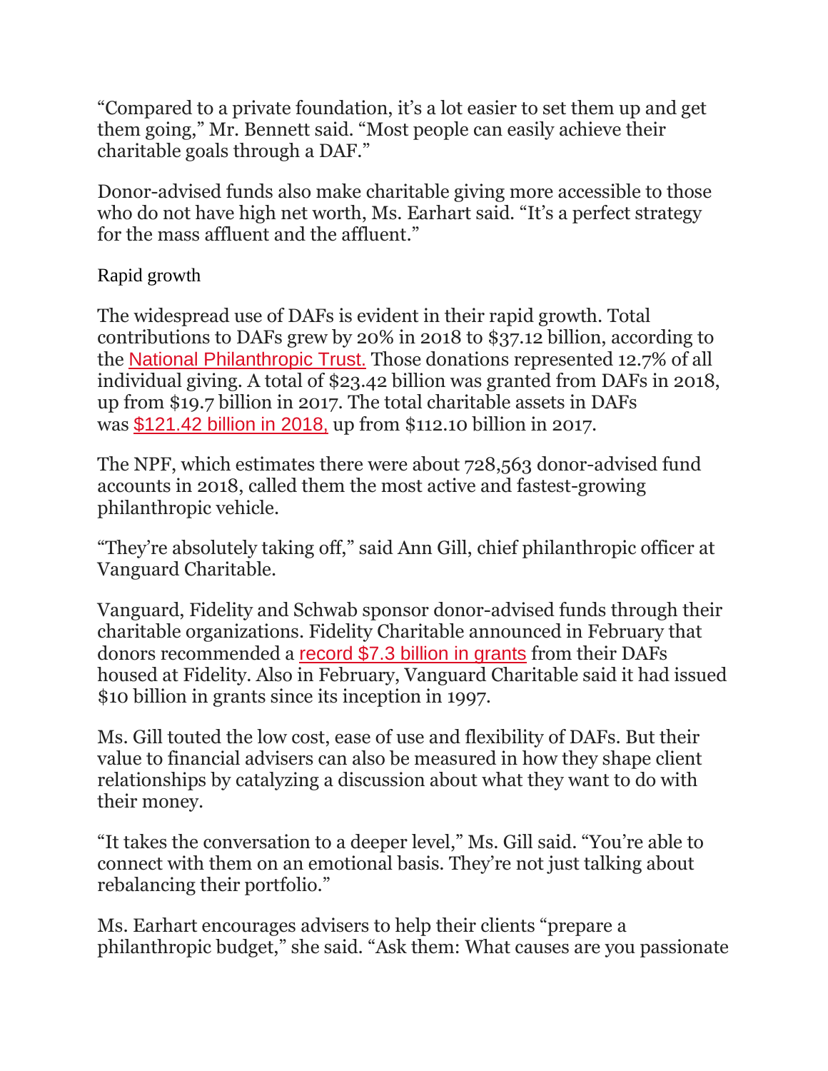"Compared to a private foundation, it's a lot easier to set them up and get them going," Mr. Bennett said. "Most people can easily achieve their charitable goals through a DAF."

Donor-advised funds also make charitable giving more accessible to those who do not have high net worth, Ms. Earhart said. "It's a perfect strategy for the mass affluent and the affluent."

## Rapid growth

The widespread use of DAFs is evident in their rapid growth. Total contributions to DAFs grew by 20% in 2018 to $37.12 billion, according to the National Philanthropic Trust. Those donations represented 12.7% of all individual giving. A total of $23.42 billion was granted from DAFs in 2018, up from $19.7 billion in 2017. The total charitable assets in DAFs was $121.42 billion in 2018, up from $112.10 billion in 2017.

The NPF, which estimates there were about 728,563 donor-advised fund accounts in 2018, called them the most active and fastest-growing philanthropic vehicle.

"They're absolutely taking off," said Ann Gill, chief philanthropic officer at Vanguard Charitable.

Vanguard, Fidelity and Schwab sponsor donor-advised funds through their charitable organizations. Fidelity Charitable announced in February that donors recommended a record $7.3 billion in grants from their DAFs housed at Fidelity. Also in February, Vanguard Charitable said it had issued $10 billion in grants since its inception in 1997.

Ms. Gill touted the low cost, ease of use and flexibility of DAFs. But their value to financial advisers can also be measured in how they shape client relationships by catalyzing a discussion about what they want to do with their money.

"It takes the conversation to a deeper level," Ms. Gill said. "You're able to connect with them on an emotional basis. They're not just talking about rebalancing their portfolio."

Ms. Earhart encourages advisers to help their clients "prepare a philanthropic budget," she said. "Ask them: What causes are you passionate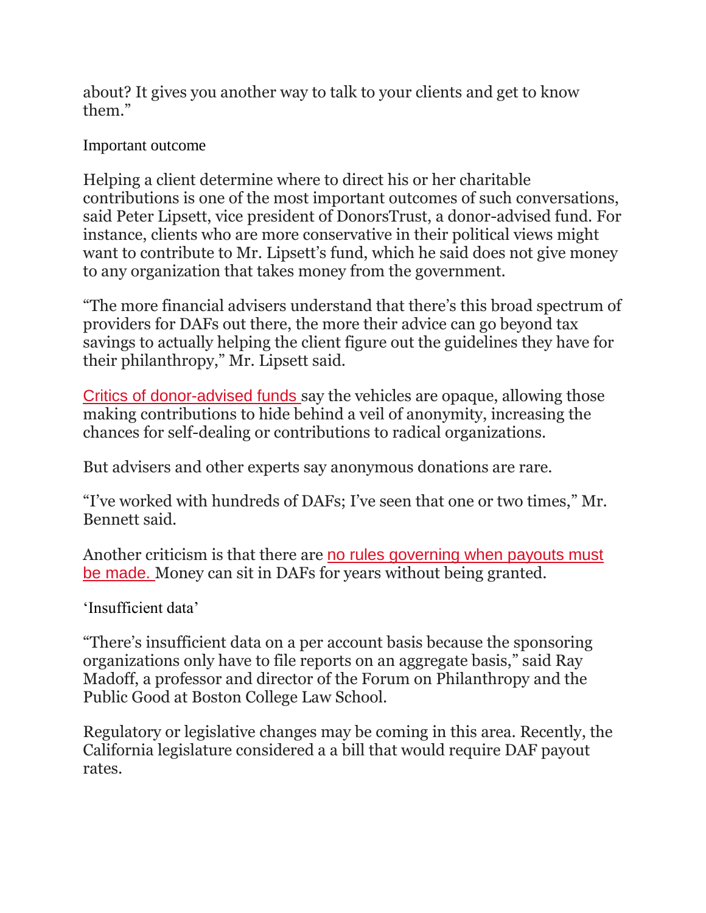about? It gives you another way to talk to your clients and get to know them."

## Important outcome

Helping a client determine where to direct his or her charitable contributions is one of the most important outcomes of such conversations, said Peter Lipsett, vice president of DonorsTrust, a donor-advised fund. For instance, clients who are more conservative in their political views might want to contribute to Mr. Lipsett's fund, which he said does not give money to any organization that takes money from the government.

"The more financial advisers understand that there's this broad spectrum of providers for DAFs out there, the more their advice can go beyond tax savings to actually helping the client figure out the guidelines they have for their philanthropy," Mr. Lipsett said.

Critics of donor-advised funds say the vehicles are opaque, allowing those making contributions to hide behind a veil of anonymity, increasing the chances for self-dealing or contributions to radical organizations.

But advisers and other experts say anonymous donations are rare.

"I've worked with hundreds of DAFs; I've seen that one or two times," Mr. Bennett said.

Another criticism is that there are no rules governing when payouts must be made. Money can sit in DAFs for years without being granted.

## 'Insufficient data'

"There's insufficient data on a per account basis because the sponsoring organizations only have to file reports on an aggregate basis," said Ray Madoff, a professor and director of the Forum on Philanthropy and the Public Good at Boston College Law School.

Regulatory or legislative changes may be coming in this area. Recently, the California legislature considered a a bill that would require DAF payout rates.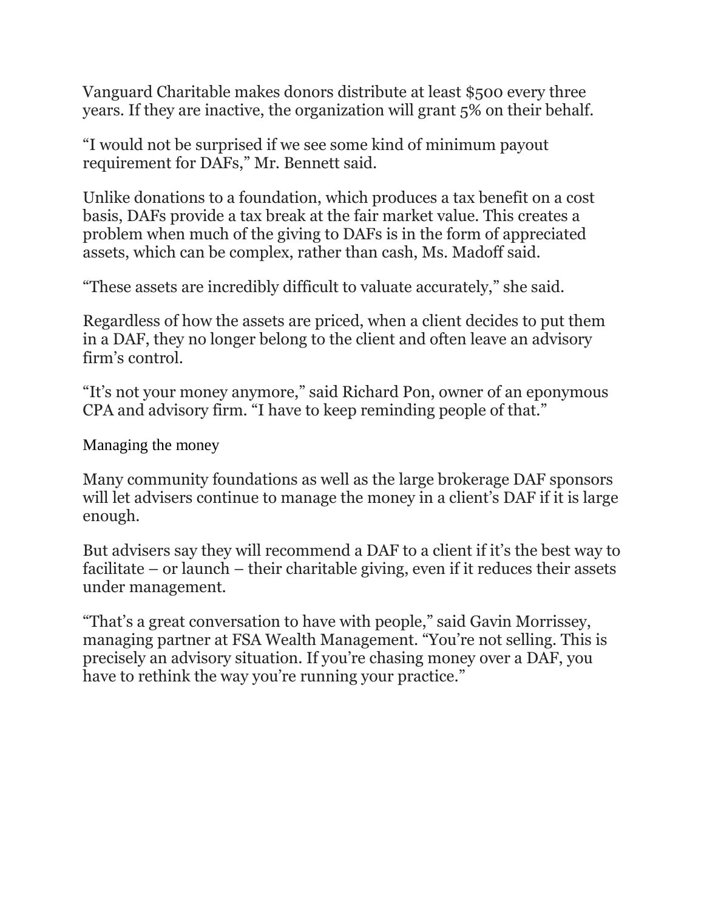Vanguard Charitable makes donors distribute at least $500 every three years. If they are inactive, the organization will grant 5% on their behalf.

"I would not be surprised if we see some kind of minimum payout requirement for DAFs," Mr. Bennett said.

Unlike donations to a foundation, which produces a tax benefit on a cost basis, DAFs provide a tax break at the fair market value. This creates a problem when much of the giving to DAFs is in the form of appreciated assets, which can be complex, rather than cash, Ms. Madoff said.

"These assets are incredibly difficult to valuate accurately," she said.

Regardless of how the assets are priced, when a client decides to put them in a DAF, they no longer belong to the client and often leave an advisory firm's control.

"It's not your money anymore," said Richard Pon, owner of an eponymous CPA and advisory firm. "I have to keep reminding people of that."

## Managing the money

Many community foundations as well as the large brokerage DAF sponsors will let advisers continue to manage the money in a client's DAF if it is large enough.

But advisers say they will recommend a DAF to a client if it's the best way to facilitate – or launch – their charitable giving, even if it reduces their assets under management.

"That's a great conversation to have with people," said Gavin Morrissey, managing partner at FSA Wealth Management. "You're not selling. This is precisely an advisory situation. If you're chasing money over a DAF, you have to rethink the way you're running your practice."